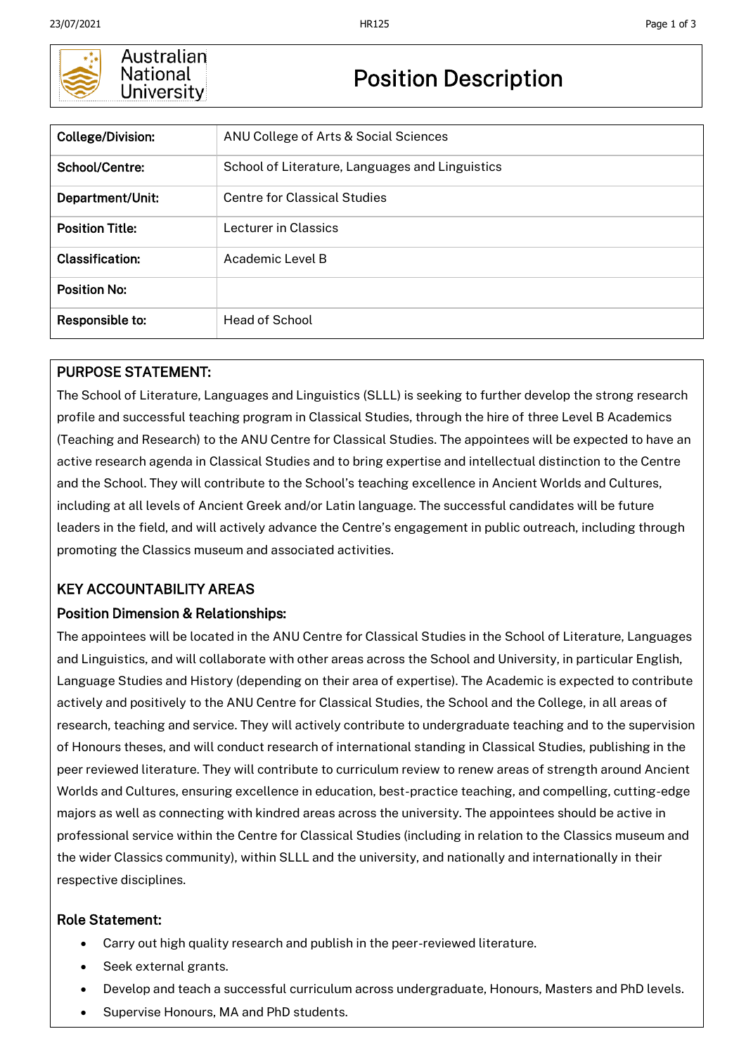Australian National University

# Position Description

| College/Division: | ANU College of Arts & Social Sciences |
|---|---|
| School/Centre: | School of Literature, Languages and Linguistics |
| Department/Unit: | Centre for Classical Studies |
| Position Title: | Lecturer in Classics |
| Classification: | Academic Level B |
| Position No: | |
| Responsible to: | Head of School |

## PURPOSE STATEMENT:

The School of Literature, Languages and Linguistics (SLLL) is seeking to further develop the strong research profile and successful teaching program in Classical Studies, through the hire of three Level B Academics (Teaching and Research) to the ANU Centre for Classical Studies. The appointees will be expected to have an active research agenda in Classical Studies and to bring expertise and intellectual distinction to the Centre and the School. They will contribute to the School's teaching excellence in Ancient Worlds and Cultures, including at all levels of Ancient Greek and/or Latin language. The successful candidates will be future leaders in the field, and will actively advance the Centre's engagement in public outreach, including through promoting the Classics museum and associated activities.

## KEY ACCOUNTABILITY AREAS

### Position Dimension & Relationships:

The appointees will be located in the ANU Centre for Classical Studies in the School of Literature, Languages and Linguistics, and will collaborate with other areas across the School and University, in particular English, Language Studies and History (depending on their area of expertise). The Academic is expected to contribute actively and positively to the ANU Centre for Classical Studies, the School and the College, in all areas of research, teaching and service. They will actively contribute to undergraduate teaching and to the supervision of Honours theses, and will conduct research of international standing in Classical Studies, publishing in the peer reviewed literature. They will contribute to curriculum review to renew areas of strength around Ancient Worlds and Cultures, ensuring excellence in education, best-practice teaching, and compelling, cutting-edge majors as well as connecting with kindred areas across the university. The appointees should be active in professional service within the Centre for Classical Studies (including in relation to the Classics museum and the wider Classics community), within SLLL and the university, and nationally and internationally in their respective disciplines.

### Role Statement:

- Carry out high quality research and publish in the peer-reviewed literature.
- Seek external grants.
- Develop and teach a successful curriculum across undergraduate, Honours, Masters and PhD levels.
- Supervise Honours, MA and PhD students.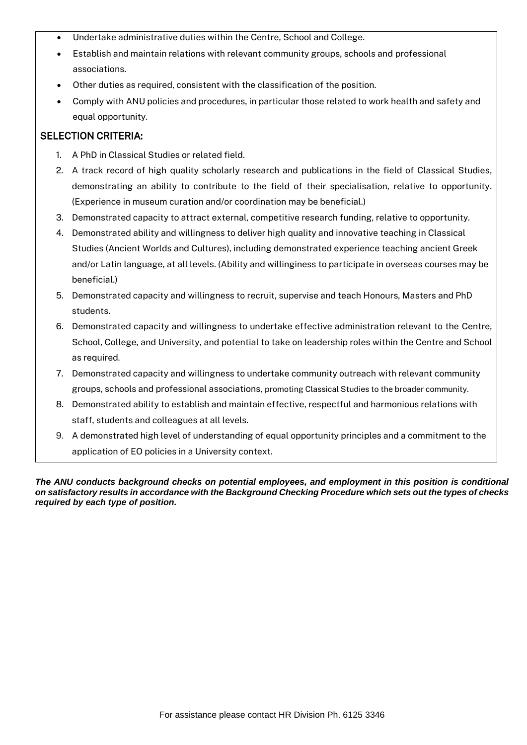- Undertake administrative duties within the Centre, School and College.
- Establish and maintain relations with relevant community groups, schools and professional associations.
- Other duties as required, consistent with the classification of the position.
- Comply with ANU policies and procedures, in particular those related to work health and safety and equal opportunity.

## SELECTION CRITERIA:

1. A PhD in Classical Studies or related field.
2. A track record of high quality scholarly research and publications in the field of Classical Studies, demonstrating an ability to contribute to the field of their specialisation, relative to opportunity. (Experience in museum curation and/or coordination may be beneficial.)
3. Demonstrated capacity to attract external, competitive research funding, relative to opportunity.
4. Demonstrated ability and willingness to deliver high quality and innovative teaching in Classical Studies (Ancient Worlds and Cultures), including demonstrated experience teaching ancient Greek and/or Latin language, at all levels. (Ability and willinginess to participate in overseas courses may be beneficial.)
5. Demonstrated capacity and willingness to recruit, supervise and teach Honours, Masters and PhD students.
6. Demonstrated capacity and willingness to undertake effective administration relevant to the Centre, School, College, and University, and potential to take on leadership roles within the Centre and School as required.
7. Demonstrated capacity and willingness to undertake community outreach with relevant community groups, schools and professional associations, promoting Classical Studies to the broader community.
8. Demonstrated ability to establish and maintain effective, respectful and harmonious relations with staff, students and colleagues at all levels.
9. A demonstrated high level of understanding of equal opportunity principles and a commitment to the application of EO policies in a University context.

***The ANU conducts background checks on potential employees, and employment in this position is conditional on satisfactory results in accordance with the Background Checking Procedure which sets out the types of checks required by each type of position.***

For assistance please contact HR Division Ph. 6125 3346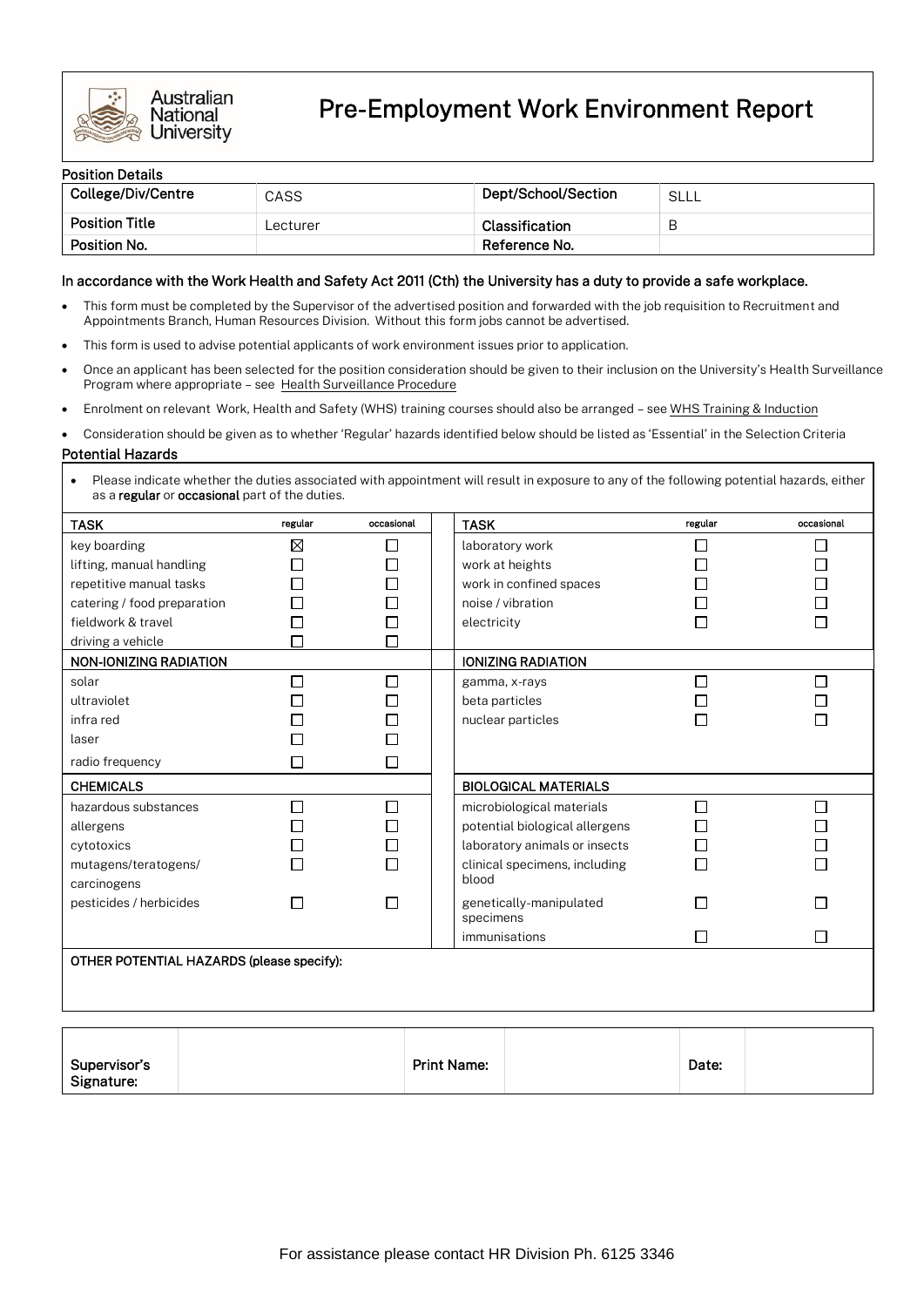Australian National University

# Pre-Employment Work Environment Report

## Position Details

| | | | |
|---|---|---|---|
| College/Div/Centre | CASS | Dept/School/Section | SLLL |
| Position Title | Lecturer | Classification | B |
| Position No. | | Reference No. | |

**In accordance with the Work Health and Safety Act 2011 (Cth) the University has a duty to provide a safe workplace.**

- This form must be completed by the Supervisor of the advertised position and forwarded with the job requisition to Recruitment and Appointments Branch, Human Resources Division. Without this form jobs cannot be advertised.
- This form is used to advise potential applicants of work environment issues prior to application.
- Once an applicant has been selected for the position consideration should be given to their inclusion on the University's Health Surveillance Program where appropriate – see Health Surveillance Procedure
- Enrolment on relevant Work, Health and Safety (WHS) training courses should also be arranged – see WHS Training & Induction
- Consideration should be given as to whether 'Regular' hazards identified below should be listed as 'Essential' in the Selection Criteria

## Potential Hazards

- Please indicate whether the duties associated with appointment will result in exposure to any of the following potential hazards, either as a **regular** or **occasional** part of the duties.

| TASK | regular | occasional | TASK | regular | occasional |
|---|---|---|---|---|---|
| key boarding | ☒ | ☐ | laboratory work | ☐ | ☐ |
| lifting, manual handling | ☐ | ☐ | work at heights | ☐ | ☐ |
| repetitive manual tasks | ☐ | ☐ | work in confined spaces | ☐ | ☐ |
| catering / food preparation | ☐ | ☐ | noise / vibration | ☐ | ☐ |
| fieldwork & travel | ☐ | ☐ | electricity | ☐ | ☐ |
| driving a vehicle | ☐ | ☐ | | | |
| **NON-IONIZING RADIATION** | | | **IONIZING RADIATION** | | |
| solar | ☐ | ☐ | gamma, x-rays | ☐ | ☐ |
| ultraviolet | ☐ | ☐ | beta particles | ☐ | ☐ |
| infra red | ☐ | ☐ | nuclear particles | ☐ | ☐ |
| laser | ☐ | ☐ | | | |
| radio frequency | ☐ | ☐ | | | |
| **CHEMICALS** | | | **BIOLOGICAL MATERIALS** | | |
| hazardous substances | ☐ | ☐ | microbiological materials | ☐ | ☐ |
| allergens | ☐ | ☐ | potential biological allergens | ☐ | ☐ |
| cytotoxics | ☐ | ☐ | laboratory animals or insects | ☐ | ☐ |
| mutagens/teratogens/ carcinogens | ☐ | ☐ | clinical specimens, including blood | ☐ | ☐ |
| pesticides / herbicides | ☐ | ☐ | genetically-manipulated specimens | ☐ | ☐ |
| | | | immunisations | ☐ | ☐ |

**OTHER POTENTIAL HAZARDS (please specify):**

| | | | | | |
|---|---|---|---|---|---|
| Supervisor's Signature: | | Print Name: | | Date: | |

For assistance please contact HR Division Ph. 6125 3346